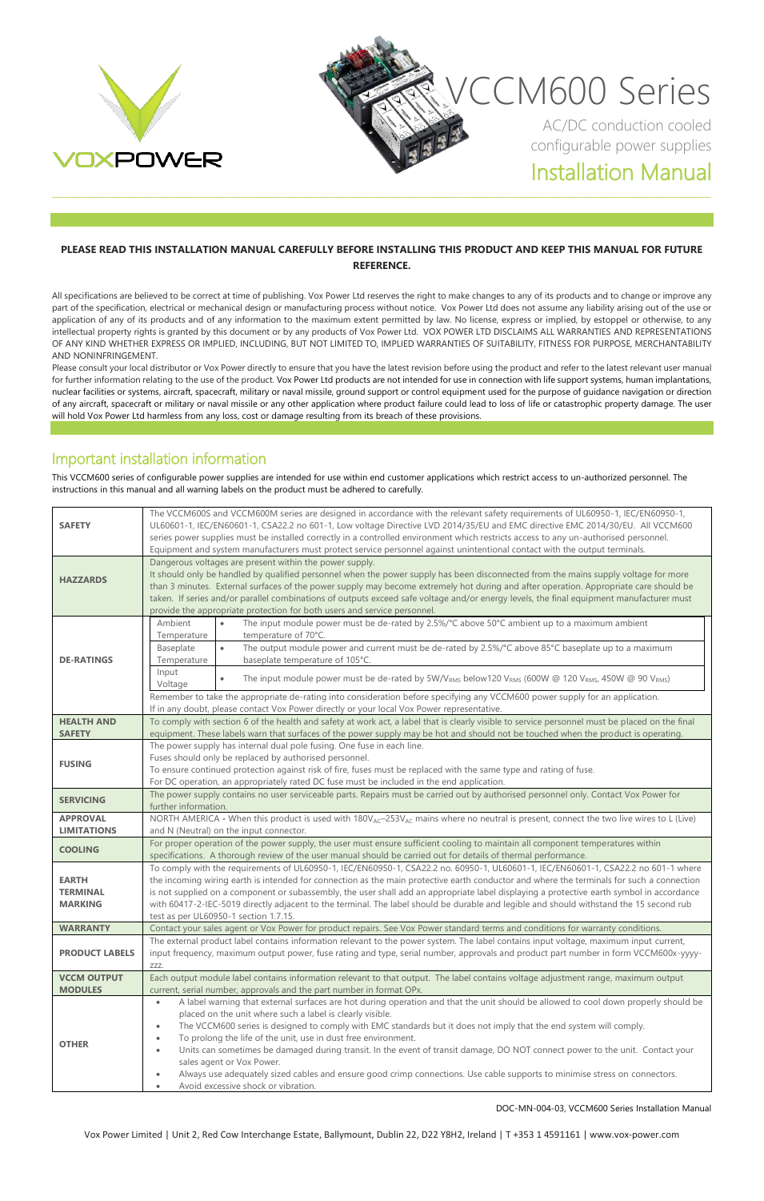# VCCM600 Series

AC/DC conduction cooled configurable power supplies

## Installation Manual

**PLEASE READ THIS INSTALLATION MANUAL CAREFULLY BEFORE INSTALLING THIS PRODUCT AND KEEP THIS MANUAL FOR FUTURE REFERENCE.**

All specifications are believed to be correct at time of publishing. Vox Power Ltd reserves the right to make changes to any of its products and to change or improve any part of the specification, electrical or mechanical design or manufacturing process without notice. Vox Power Ltd does not assume any liability arising out of the use or application of any of its products and of any information to the maximum extent permitted by law. No license, express or implied, by estoppel or otherwise, to any intellectual property rights is granted by this document or by any products of Vox Power Ltd. VOX POWER LTD DISCLAIMS ALL WARRANTIES AND REPRESENTATIONS OF ANY KIND WHETHER EXPRESS OR IMPLIED, INCLUDING, BUT NOT LIMITED TO, IMPLIED WARRANTIES OF SUITABILITY, FITNESS FOR PURPOSE, MERCHANTABILITY AND NONINFRINGEMENT.
Please consult your local distributor or Vox Power directly to ensure that you have the latest revision before using the product and refer to the latest relevant user manual for further information relating to the use of the product. Vox Power Ltd products are not intended for use in connection with life support systems, human implantations, nuclear facilities or systems, aircraft, spacecraft, military or naval missile, ground support or control equipment used for the purpose of guidance navigation or direction of any aircraft, spacecraft or military or naval missile or any other application where product failure could lead to loss of life or catastrophic property damage. The user will hold Vox Power Ltd harmless from any loss, cost or damage resulting from its breach of these provisions.

## Important installation information

This VCCM600 series of configurable power supplies are intended for use within end customer applications which restrict access to un-authorized personnel. The instructions in this manual and all warning labels on the product must be adhered to carefully.

| | |
|---|---|
| **SAFETY** | The VCCM600S and VCCM600M series are designed in accordance with the relevant safety requirements of UL60950-1, IEC/EN60950-1, UL60601-1, IEC/EN60601-1, CSA22.2 no 601-1, Low voltage Directive LVD 2014/35/EU and EMC directive EMC 2014/30/EU. All VCCM600 series power supplies must be installed correctly in a controlled environment which restricts access to any un-authorised personnel. Equipment and system manufacturers must protect service personnel against unintentional contact with the output terminals. |
| **HAZZARDS** | Dangerous voltages are present within the power supply. It should only be handled by qualified personnel when the power supply has been disconnected from the mains supply voltage for more than 3 minutes. External surfaces of the power supply may become extremely hot during and after operation. Appropriate care should be taken. If series and/or parallel combinations of outputs exceed safe voltage and/or energy levels, the final equipment manufacturer must provide the appropriate protection for both users and service personnel. |
| **DE-RATINGS** | Ambient Temperature: • The input module power must be de-rated by 2.5%/°C above 50°C ambient up to a maximum ambient temperature of 70°C. <br> Baseplate Temperature: • The output module power and current must be de-rated by 2.5%/°C above 85°C baseplate up to a maximum baseplate temperature of 105°C. <br> Input Voltage: • The input module power must be de-rated by 5W/$V_{RMS}$ below120 $V_{RMS}$ (600W @ 120 $V_{RMS}$, 450W @ 90 $V_{RMS}$) <br> Remember to take the appropriate de-rating into consideration before specifying any VCCM600 power supply for an application. If in any doubt, please contact Vox Power directly or your local Vox Power representative. |
| **HEALTH AND SAFETY** | To comply with section 6 of the health and safety at work act, a label that is clearly visible to service personnel must be placed on the final equipment. These labels warn that surfaces of the power supply may be hot and should not be touched when the product is operating. |
| **FUSING** | The power supply has internal dual pole fusing. One fuse in each line. Fuses should only be replaced by authorised personnel. To ensure continued protection against risk of fire, fuses must be replaced with the same type and rating of fuse. For DC operation, an appropriately rated DC fuse must be included in the end application. |
| **SERVICING** | The power supply contains no user serviceable parts. Repairs must be carried out by authorised personnel only. Contact Vox Power for further information. |
| **APPROVAL LIMITATIONS** | NORTH AMERICA - When this product is used with $180V_{AC}$–$253V_{AC}$ mains where no neutral is present, connect the two live wires to L (Live) and N (Neutral) on the input connector. |
| **COOLING** | For proper operation of the power supply, the user must ensure sufficient cooling to maintain all component temperatures within specifications. A thorough review of the user manual should be carried out for details of thermal performance. |
| **EARTH TERMINAL MARKING** | To comply with the requirements of UL60950-1, IEC/EN60950-1, CSA22.2 no. 60950-1, UL60601-1, IEC/EN60601-1, CSA22.2 no 601-1 where the incoming wiring earth is intended for connection as the main protective earth conductor and where the terminals for such a connection is not supplied on a component or subassembly, the user shall add an appropriate label displaying a protective earth symbol in accordance with 60417-2-IEC-5019 directly adjacent to the terminal. The label should be durable and legible and should withstand the 15 second rub test as per UL60950-1 section 1.7.15. |
| **WARRANTY** | Contact your sales agent or Vox Power for product repairs. See Vox Power standard terms and conditions for warranty conditions. |
| **PRODUCT LABELS** | The external product label contains information relevant to the power system. The label contains input voltage, maximum input current, input frequency, maximum output power, fuse rating and type, serial number, approvals and product part number in form VCCM600x-yyyy-zzz. |
| **VCCM OUTPUT MODULES** | Each output module label contains information relevant to that output. The label contains voltage adjustment range, maximum output current, serial number, approvals and the part number in format OPx. |
| **OTHER** | • A label warning that external surfaces are hot during operation and that the unit should be allowed to cool down properly should be placed on the unit where such a label is clearly visible. <br> • The VCCM600 series is designed to comply with EMC standards but it does not imply that the end system will comply. <br> • To prolong the life of the unit, use in dust free environment. <br> • Units can sometimes be damaged during transit. In the event of transit damage, DO NOT connect power to the unit. Contact your sales agent or Vox Power. <br> • Always use adequately sized cables and ensure good crimp connections. Use cable supports to minimise stress on connectors. <br> • Avoid excessive shock or vibration. |

DOC-MN-004-03, VCCM600 Series Installation Manual

Vox Power Limited | Unit 2, Red Cow Interchange Estate, Ballymount, Dublin 22, D22 Y8H2, Ireland | T +353 1 4591161 | www.vox-power.com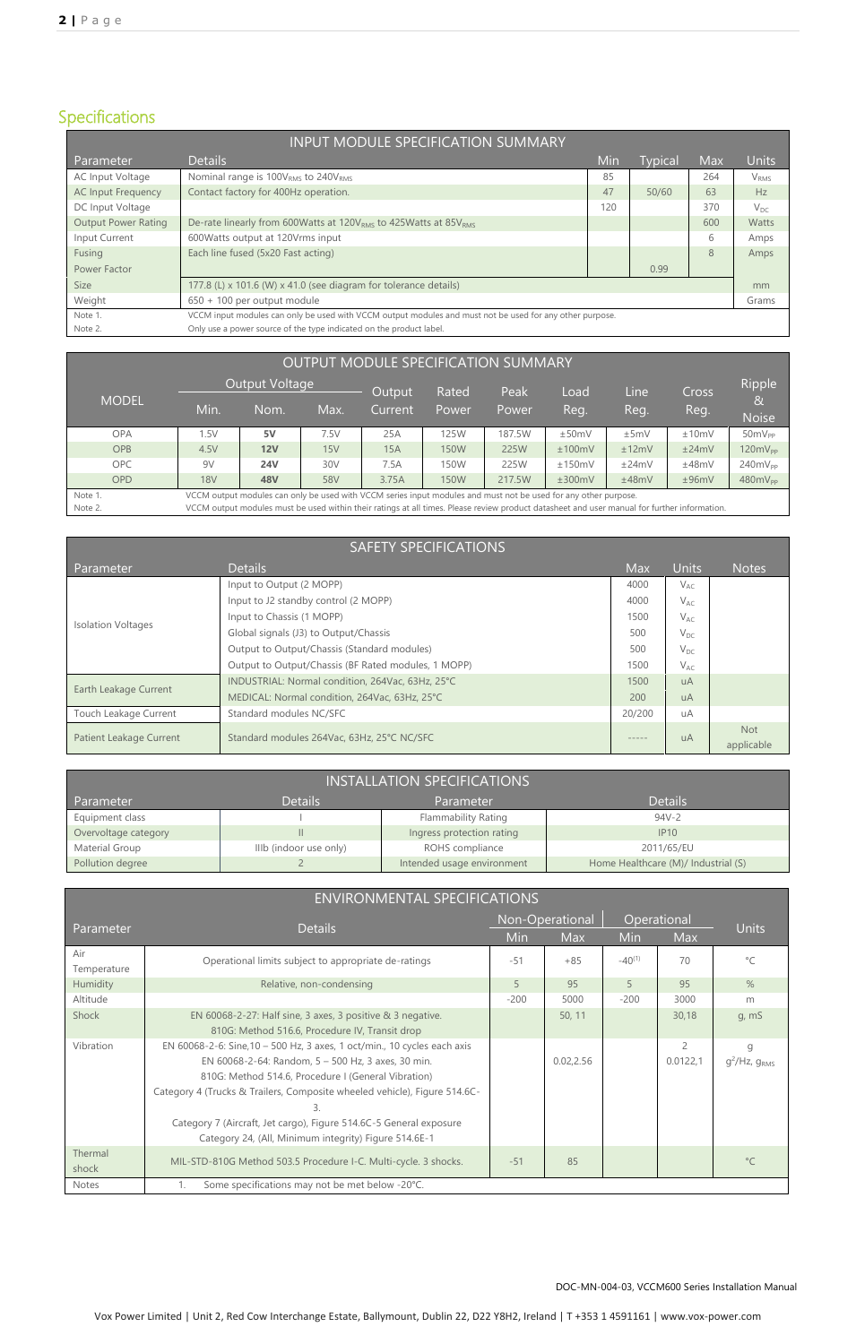## Specifications

| INPUT MODULE SPECIFICATION SUMMARY | | | | | |
|---|---|---|---|---|---|
| Parameter | Details | Min | Typical | Max | Units |
| AC Input Voltage | Nominal range is $100V_{RMS}$ to $240V_{RMS}$ | 85 | | 264 | $V_{RMS}$ |
| AC Input Frequency | Contact factory for 400Hz operation. | 47 | 50/60 | 63 | Hz |
| DC Input Voltage | | 120 | | 370 | $V_{DC}$ |
| Output Power Rating | De-rate linearly from 600Watts at $120V_{RMS}$ to 425Watts at $85V_{RMS}$ | | | 600 | Watts |
| Input Current | 600Watts output at 120Vrms input | | | 6 | Amps |
| Fusing | Each line fused (5x20 Fast acting) | | | 8 | Amps |
| Power Factor | | | 0.99 | | |
| Size | 177.8 (L) x 101.6 (W) x 41.0 (see diagram for tolerance details) | | | | mm |
| Weight | 650 + 100 per output module | | | | Grams |
| Note 1. | VCCM input modules can only be used with VCCM output modules and must not be used for any other purpose. | | | | |
| Note 2. | Only use a power source of the type indicated on the product label. | | | | |

| OUTPUT MODULE SPECIFICATION SUMMARY | | | | | | | | | | |
|---|---|---|---|---|---|---|---|---|---|---|
| MODEL | Output Voltage | | | Output Current | Rated Power | Peak Power | Load Reg. | Line Reg. | Cross Reg. | Ripple & Noise |
| | Min. | Nom. | Max. | | | | | | | |
| OPA | 1.5V | **5V** | 7.5V | 25A | 125W | 187.5W | ±50mV | ±5mV | ±10mV | $50mV_{PP}$ |
| OPB | 4.5V | **12V** | 15V | 15A | 150W | 225W | ±100mV | ±12mV | ±24mV | $120mV_{PP}$ |
| OPC | 9V | **24V** | 30V | 7.5A | 150W | 225W | ±150mV | ±24mV | ±48mV | $240mV_{PP}$ |
| OPD | 18V | **48V** | 58V | 3.75A | 150W | 217.5W | ±300mV | ±48mV | ±96mV | $480mV_{PP}$ |
| Note 1. | VCCM output modules can only be used with VCCM series input modules and must not be used for any other purpose. | | | | | | | | | |
| Note 2. | VCCM output modules must be used within their ratings at all times. Please review product datasheet and user manual for further information. | | | | | | | | | |

| SAFETY SPECIFICATIONS | | | | |
|---|---|---|---|---|
| Parameter | Details | Max | Units | Notes |
| Isolation Voltages | Input to Output (2 MOPP) | 4000 | $V_{AC}$ | |
| | Input to J2 standby control (2 MOPP) | 4000 | $V_{AC}$ | |
| | Input to Chassis (1 MOPP) | 1500 | $V_{AC}$ | |
| | Global signals (J3) to Output/Chassis | 500 | $V_{DC}$ | |
| | Output to Output/Chassis (Standard modules) | 500 | $V_{DC}$ | |
| | Output to Output/Chassis (BF Rated modules, 1 MOPP) | 1500 | $V_{AC}$ | |
| Earth Leakage Current | INDUSTRIAL: Normal condition, 264Vac, 63Hz, 25°C | 1500 | uA | |
| | MEDICAL: Normal condition, 264Vac, 63Hz, 25°C | 200 | uA | |
| Touch Leakage Current | Standard modules NC/SFC | 20/200 | uA | |
| Patient Leakage Current | Standard modules 264Vac, 63Hz, 25°C NC/SFC | ----- | uA | Not applicable |

| INSTALLATION SPECIFICATIONS | | | |
|---|---|---|---|
| Parameter | Details | Parameter | Details |
| Equipment class | I | Flammability Rating | 94V-2 |
| Overvoltage category | II | Ingress protection rating | IP10 |
| Material Group | IIIb (indoor use only) | ROHS compliance | 2011/65/EU |
| Pollution degree | 2 | Intended usage environment | Home Healthcare (M)/ Industrial (S) |

| ENVIRONMENTAL SPECIFICATIONS | | | | | | |
|---|---|---|---|---|---|---|
| Parameter | Details | Non-Operational | | Operational | | Units |
| | | Min | Max | Min | Max | |
| Air Temperature | Operational limits subject to appropriate de-ratings | -51 | +85 | -40[1] | 70 | °C |
| Humidity | Relative, non-condensing | 5 | 95 | 5 | 95 | % |
| Altitude | | -200 | 5000 | -200 | 3000 | m |
| Shock | EN 60068-2-27: Half sine, 3 axes, 3 positive & 3 negative. 810G: Method 516.6, Procedure IV, Transit drop | | 50, 11 | | 30,18 | g, mS |
| Vibration | EN 60068-2-6: Sine,10 – 500 Hz, 3 axes, 1 oct/min., 10 cycles each axis<br>EN 60068-2-64: Random, 5 – 500 Hz, 3 axes, 30 min.<br>810G: Method 514.6, Procedure I (General Vibration)<br>Category 4 (Trucks & Trailers, Composite wheeled vehicle), Figure 514.6C-3.<br>Category 7 (Aircraft, Jet cargo), Figure 514.6C-5 General exposure<br>Category 24, (All, Minimum integrity) Figure 514.6E-1 | | 0.02,2.56 | | 2<br>0.0122,1 | g<br>$g^2$/Hz, $g_{RMS}$ |
| Thermal shock | MIL-STD-810G Method 503.5 Procedure I-C. Multi-cycle. 3 shocks. | -51 | 85 | | | °C |
| Notes | 1. Some specifications may not be met below -20°C. | | | | | |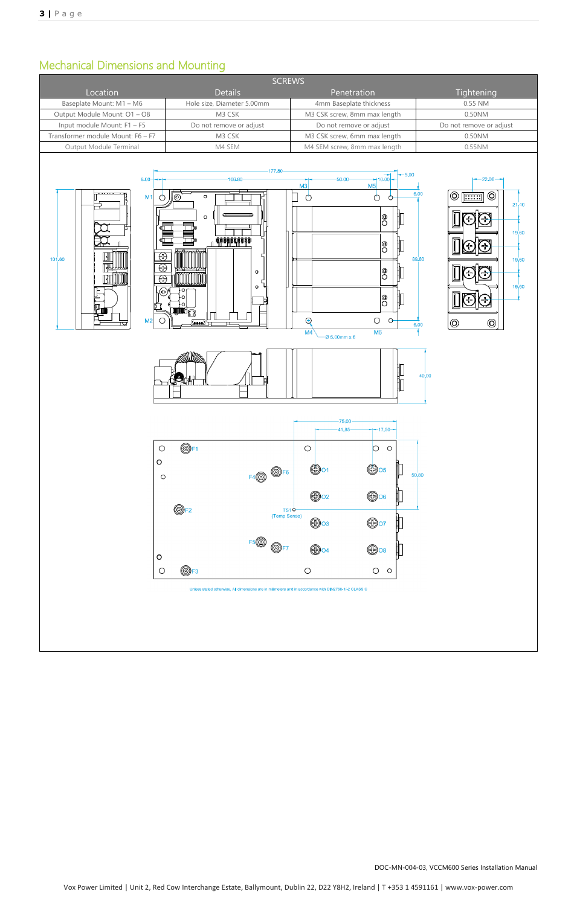## Mechanical Dimensions and Mounting

| SCREWS | | | |
|---|---|---|---|
| Location | Details | Penetration | Tightening |
| Baseplate Mount: M1 – M6 | Hole size, Diameter 5.00mm | 4mm Baseplate thickness | 0.55 NM |
| Output Module Mount: O1 – O8 | M3 CSK | M3 CSK screw, 8mm max length | 0.50NM |
| Input module Mount: F1 – F5 | Do not remove or adjust | Do not remove or adjust | Do not remove or adjust |
| Transformer module Mount: F6 – F7 | M3 CSK | M3 CSK screw, 6mm max length | 0.50NM |
| Output Module Terminal | M4 SEM | M4 SEM screw, 8mm max length | 0.55NM |

Unless stated otherwise, All dimensions are in millimeters and in accordance with DIN2768-1-2 CLASS C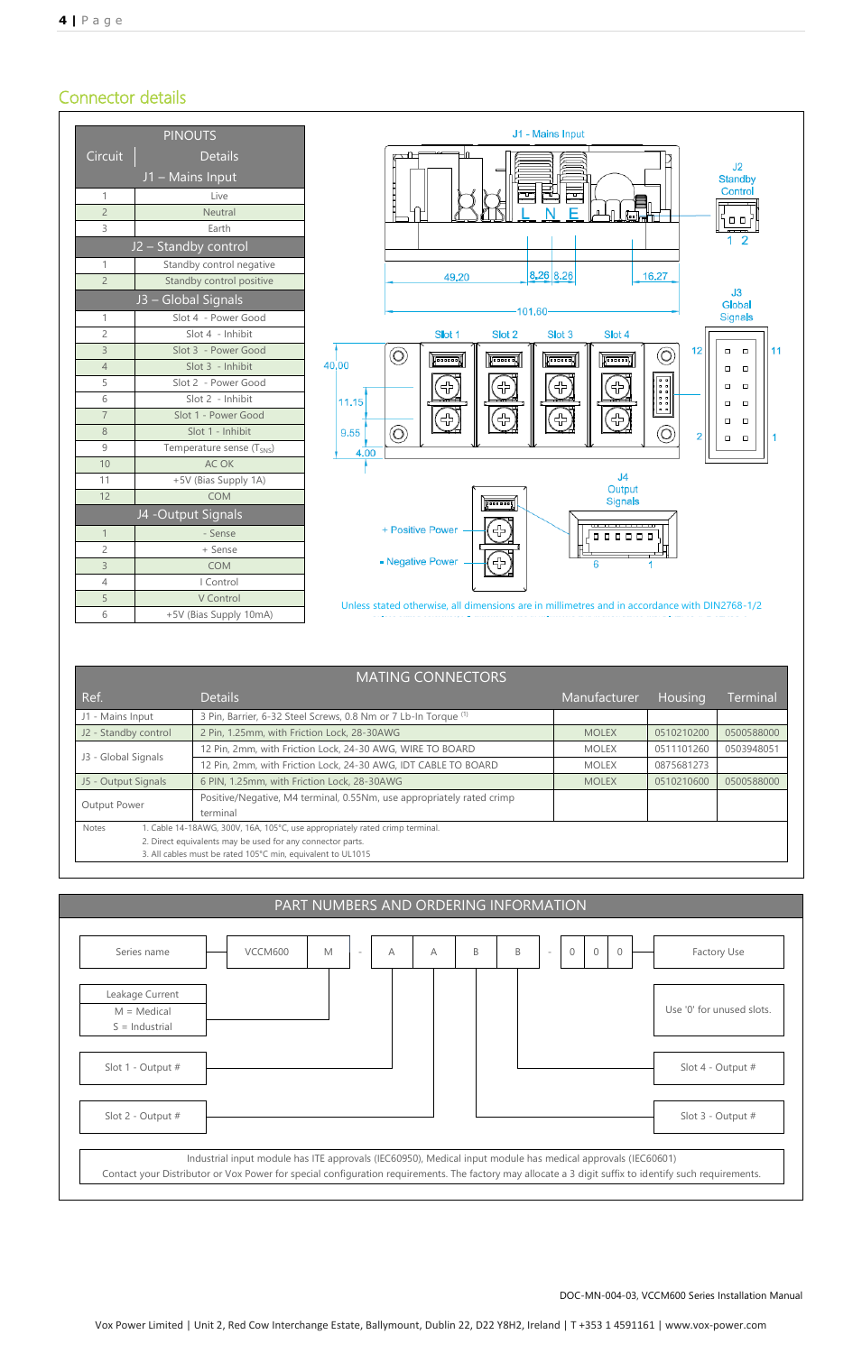## Connector details

| PINOUTS | |
|---|---|
| Circuit | Details |
| **J1 – Mains Input** | |
| 1 | Live |
| 2 | Neutral |
| 3 | Earth |
| **J2 – Standby control** | |
| 1 | Standby control negative |
| 2 | Standby control positive |
| **J3 – Global Signals** | |
| 1 | Slot 4 - Power Good |
| 2 | Slot 4 - Inhibit |
| 3 | Slot 3 - Power Good |
| 4 | Slot 3 - Inhibit |
| 5 | Slot 2 - Power Good |
| 6 | Slot 2 - Inhibit |
| 7 | Slot 1 - Power Good |
| 8 | Slot 1 - Inhibit |
| 9 | Temperature sense ($T_{SNS}$) |
| 10 | AC OK |
| 11 | +5V (Bias Supply 1A) |
| 12 | COM |
| **J4 -Output Signals** | |
| 1 | - Sense |
| 2 | + Sense |
| 3 | COM |
| 4 | I Control |
| 5 | V Control |
| 6 | +5V (Bias Supply 10mA) |

J1 - Mains Input

L N E

J2 Standby Control

1 2

49,20 8,26 8,26 16,27

101,60

J3 Global Signals

Slot 1 Slot 2 Slot 3 Slot 4

40,00 11,15 9,55 4,00

12 11 2 1

J4 Output Signals

+ Positive Power

- Negative Power

6 1

Unless stated otherwise, all dimensions are in millimetres and in accordance with DIN2768-1/2

| MATING CONNECTORS | | | | |
|---|---|---|---|---|
| Ref. | Details | Manufacturer | Housing | Terminal |
| J1 - Mains Input | 3 Pin, Barrier, 6-32 Steel Screws, 0.8 Nm or 7 Lb-In Torque [1] | | | |
| J2 - Standby control | 2 Pin, 1.25mm, with Friction Lock, 28-30AWG | MOLEX | 0510210200 | 0500588000 |
| J3 - Global Signals | 12 Pin, 2mm, with Friction Lock, 24-30 AWG, WIRE TO BOARD | MOLEX | 0511101260 | 0503948051 |
| | 12 Pin, 2mm, with Friction Lock, 24-30 AWG, IDT CABLE TO BOARD | MOLEX | 0875681273 | |
| J5 - Output Signals | 6 PIN, 1.25mm, with Friction Lock, 28-30AWG | MOLEX | 0510210600 | 0500588000 |
| Output Power | Positive/Negative, M4 terminal, 0.55Nm, use appropriately rated crimp terminal | | | |

Notes
1. Cable 14-18AWG, 300V, 16A, 105°C, use appropriately rated crimp terminal.
2. Direct equivalents may be used for any connector parts.
3. All cables must be rated 105°C min, equivalent to UL1015

## PART NUMBERS AND ORDERING INFORMATION

| Series name | Leakage Current | Slot 1 | Slot 2 | Slot 3 | Slot 4 | Factory Use |
|---|---|---|---|---|---|---|
| VCCM600 | M | A | A | B | B | 000 |

- Series name: VCCM600
- Leakage Current: M = Medical, S = Industrial
- Slot 1 - Output #
- Slot 2 - Output #
- Slot 3 - Output #
- Slot 4 - Output #
- Factory Use
- Use '0' for unused slots.

Industrial input module has ITE approvals (IEC60950), Medical input module has medical approvals (IEC60601)
Contact your Distributor or Vox Power for special configuration requirements. The factory may allocate a 3 digit suffix to identify such requirements.